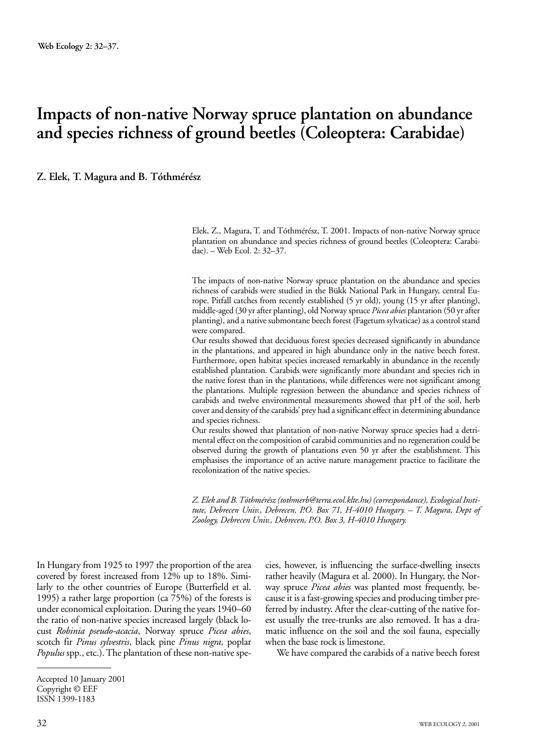# Impacts of non-native Norway spruce plantation on abundance and species richness of ground beetles (Coleoptera: Carabidae)

**Z. Elek, T. Magura and B. Tóthmérész**

Elek, Z., Magura, T. and Tóthmérész, T. 2001. Impacts of non-native Norway spruce plantation on abundance and species richness of ground beetles (Coleoptera: Carabidae). – Web Ecol. 2: 32–37.

The impacts of non-native Norway spruce plantation on the abundance and species richness of carabids were studied in the Bükk National Park in Hungary, central Europe. Pitfall catches from recently established (5 yr old), young (15 yr after planting), middle-aged (30 yr after planting), old Norway spruce *Picea abies* plantation (50 yr after planting), and a native submontane beech forest (Fagetum sylvaticae) as a control stand were compared.

Our results showed that deciduous forest species decreased significantly in abundance in the plantations, and appeared in high abundance only in the native beech forest. Furthermore, open habitat species increased remarkably in abundance in the recently established plantation. Carabids were significantly more abundant and species rich in the native forest than in the plantations, while differences were not significant among the plantations. Multiple regression between the abundance and species richness of carabids and twelve environmental measurements showed that pH of the soil, herb cover and density of the carabids' prey had a significant effect in determining abundance and species richness.

Our results showed that plantation of non-native Norway spruce species had a detrimental effect on the composition of carabid communities and no regeneration could be observed during the growth of plantations even 50 yr after the establishment. This emphasises the importance of an active nature management practice to facilitate the recolonization of the native species.

*Z. Elek and B. Tóthmérész (tothmerb@terra.ecol.klte.hu) (correspondance), Ecological Institute, Debrecen Univ., Debrecen, P.O. Box 71, H-4010 Hungary. – T. Magura, Dept of Zoology, Debrecen Univ., Debrecen, P.O. Box 3, H-4010 Hungary.*

In Hungary from 1925 to 1997 the proportion of the area covered by forest increased from 12% up to 18%. Similarly to the other countries of Europe (Butterfield et al. 1995) a rather large proportion (ca 75%) of the forests is under economical exploitation. During the years 1940–60 the ratio of non-native species increased largely (black locust *Robinia pseudo-acacia*, Norway spruce *Picea abies*, scotch fir *Pinus sylvestris*, black pine *Pinus nigra*, poplar *Populus* spp., etc.). The plantation of these non-native species, however, is influencing the surface-dwelling insects rather heavily (Magura et al. 2000). In Hungary, the Norway spruce *Picea abies* was planted most frequently, because it is a fast-growing species and producing timber preferred by industry. After the clear-cutting of the native forest usually the tree-trunks are also removed. It has a dramatic influence on the soil and the soil fauna, especially when the base rock is limestone.

We have compared the carabids of a native beech forest

Accepted 10 January 2001
Copyright © EEF
ISSN 1399-1183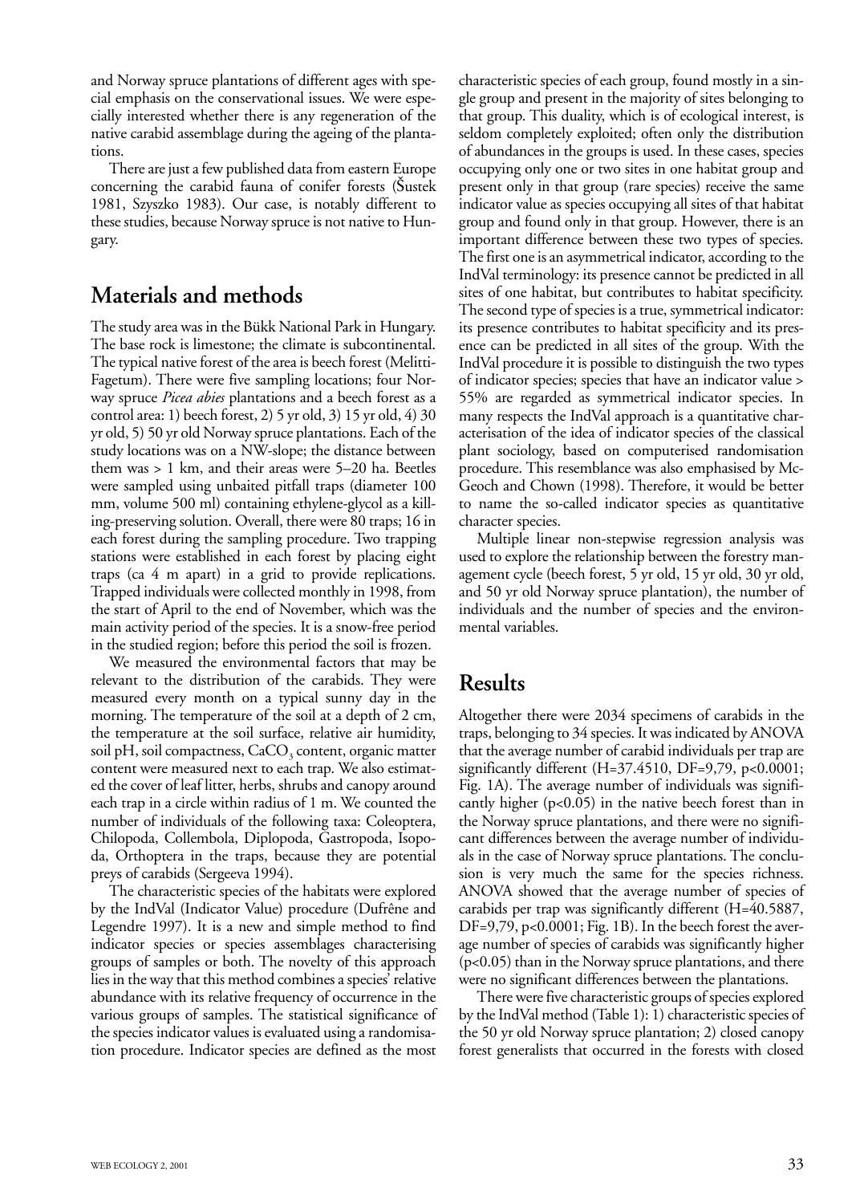and Norway spruce plantations of different ages with special emphasis on the conservational issues. We were especially interested whether there is any regeneration of the native carabid assemblage during the ageing of the plantations.

There are just a few published data from eastern Europe concerning the carabid fauna of conifer forests (Šustek 1981, Szyszko 1983). Our case, is notably different to these studies, because Norway spruce is not native to Hungary.

## Materials and methods

The study area was in the Bükk National Park in Hungary. The base rock is limestone; the climate is subcontinental. The typical native forest of the area is beech forest (Melitti-Fagetum). There were five sampling locations; four Norway spruce *Picea abies* plantations and a beech forest as a control area: 1) beech forest, 2) 5 yr old, 3) 15 yr old, 4) 30 yr old, 5) 50 yr old Norway spruce plantations. Each of the study locations was on a NW-slope; the distance between them was > 1 km, and their areas were 5–20 ha. Beetles were sampled using unbaited pitfall traps (diameter 100 mm, volume 500 ml) containing ethylene-glycol as a killing-preserving solution. Overall, there were 80 traps; 16 in each forest during the sampling procedure. Two trapping stations were established in each forest by placing eight traps (ca 4 m apart) in a grid to provide replications. Trapped individuals were collected monthly in 1998, from the start of April to the end of November, which was the main activity period of the species. It is a snow-free period in the studied region; before this period the soil is frozen.

We measured the environmental factors that may be relevant to the distribution of the carabids. They were measured every month on a typical sunny day in the morning. The temperature of the soil at a depth of 2 cm, the temperature at the soil surface, relative air humidity, soil pH, soil compactness, $CaCO_3$ content, organic matter content were measured next to each trap. We also estimated the cover of leaf litter, herbs, shrubs and canopy around each trap in a circle within radius of 1 m. We counted the number of individuals of the following taxa: Coleoptera, Chilopoda, Collembola, Diplopoda, Gastropoda, Isopoda, Orthoptera in the traps, because they are potential preys of carabids (Sergeeva 1994).

The characteristic species of the habitats were explored by the IndVal (Indicator Value) procedure (Dufrêne and Legendre 1997). It is a new and simple method to find indicator species or species assemblages characterising groups of samples or both. The novelty of this approach lies in the way that this method combines a species' relative abundance with its relative frequency of occurrence in the various groups of samples. The statistical significance of the species indicator values is evaluated using a randomisation procedure. Indicator species are defined as the most characteristic species of each group, found mostly in a single group and present in the majority of sites belonging to that group. This duality, which is of ecological interest, is seldom completely exploited; often only the distribution of abundances in the groups is used. In these cases, species occupying only one or two sites in one habitat group and present only in that group (rare species) receive the same indicator value as species occupying all sites of that habitat group and found only in that group. However, there is an important difference between these two types of species. The first one is an asymmetrical indicator, according to the IndVal terminology: its presence cannot be predicted in all sites of one habitat, but contributes to habitat specificity. The second type of species is a true, symmetrical indicator: its presence contributes to habitat specificity and its presence can be predicted in all sites of the group. With the IndVal procedure it is possible to distinguish the two types of indicator species; species that have an indicator value > 55% are regarded as symmetrical indicator species. In many respects the IndVal approach is a quantitative characterisation of the idea of indicator species of the classical plant sociology, based on computerised randomisation procedure. This resemblance was also emphasised by McGeoch and Chown (1998). Therefore, it would be better to name the so-called indicator species as quantitative character species.

Multiple linear non-stepwise regression analysis was used to explore the relationship between the forestry management cycle (beech forest, 5 yr old, 15 yr old, 30 yr old, and 50 yr old Norway spruce plantation), the number of individuals and the number of species and the environmental variables.

## Results

Altogether there were 2034 specimens of carabids in the traps, belonging to 34 species. It was indicated by ANOVA that the average number of carabid individuals per trap are significantly different (H=37.4510, DF=9,79, $p<0.0001$; Fig. 1A). The average number of individuals was significantly higher ($p<0.05$) in the native beech forest than in the Norway spruce plantations, and there were no significant differences between the average number of individuals in the case of Norway spruce plantations. The conclusion is very much the same for the species richness. ANOVA showed that the average number of species of carabids per trap was significantly different (H=40.5887, DF=9,79, $p<0.0001$; Fig. 1B). In the beech forest the average number of species of carabids was significantly higher ($p<0.05$) than in the Norway spruce plantations, and there were no significant differences between the plantations.

There were five characteristic groups of species explored by the IndVal method (Table 1): 1) characteristic species of the 50 yr old Norway spruce plantation; 2) closed canopy forest generalists that occurred in the forests with closed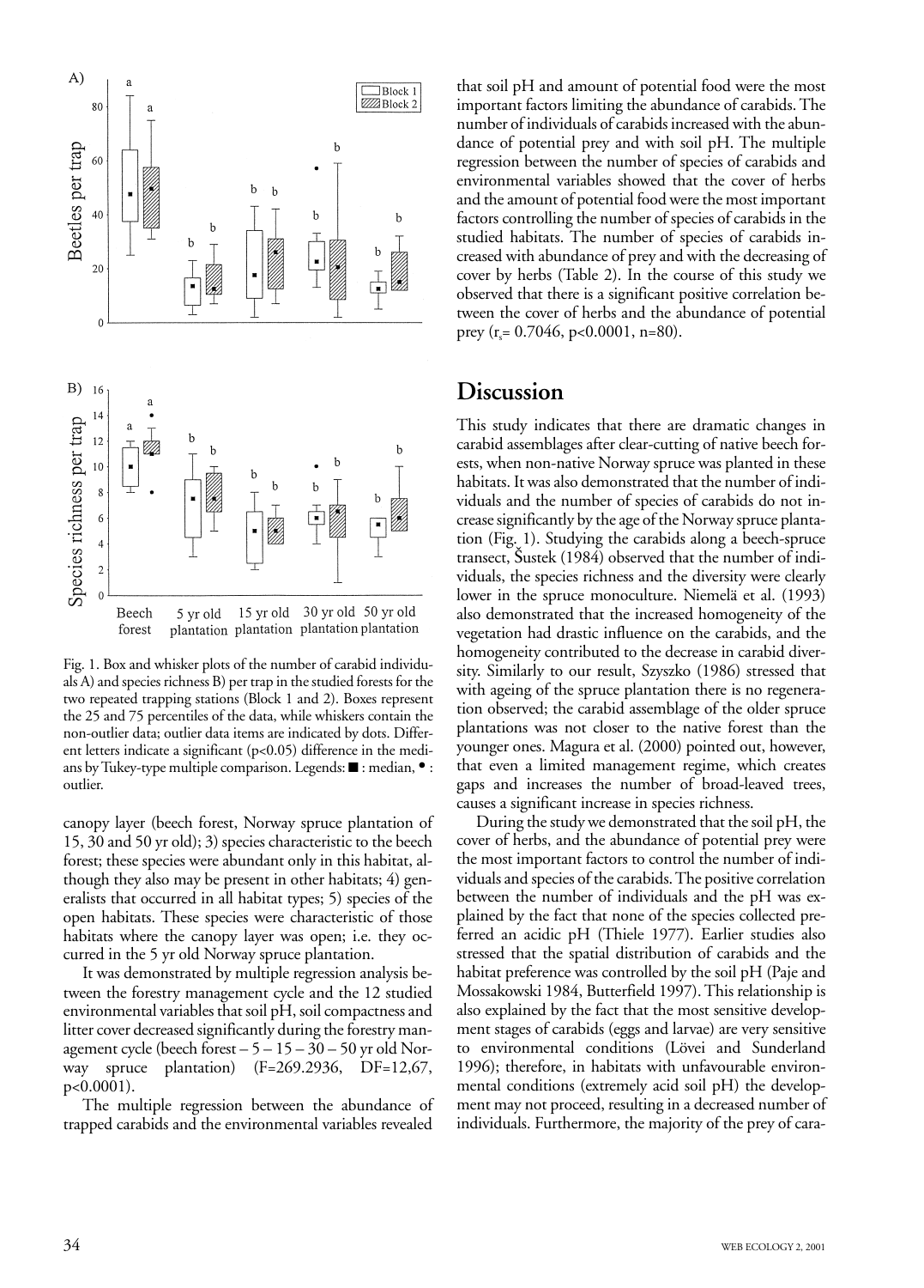Fig. 1. Box and whisker plots of the number of carabid individuals A) and species richness B) per trap in the studied forests for the two repeated trapping stations (Block 1 and 2). Boxes represent the 25 and 75 percentiles of the data, while whiskers contain the non-outlier data; outlier data items are indicated by dots. Different letters indicate a significant (p<0.05) difference in the medians by Tukey-type multiple comparison. Legends: ■ : median, • : outlier.

canopy layer (beech forest, Norway spruce plantation of 15, 30 and 50 yr old); 3) species characteristic to the beech forest; these species were abundant only in this habitat, although they also may be present in other habitats; 4) generalists that occurred in all habitat types; 5) species of the open habitats. These species were characteristic of those habitats where the canopy layer was open; i.e. they occurred in the 5 yr old Norway spruce plantation.

It was demonstrated by multiple regression analysis between the forestry management cycle and the 12 studied environmental variables that soil pH, soil compactness and litter cover decreased significantly during the forestry management cycle (beech forest – 5 – 15 – 30 – 50 yr old Norway spruce plantation) ($F=269.2936$, $DF=12,67$, $p<0.0001$).

The multiple regression between the abundance of trapped carabids and the environmental variables revealed that soil pH and amount of potential food were the most important factors limiting the abundance of carabids. The number of individuals of carabids increased with the abundance of potential prey and with soil pH. The multiple regression between the number of species of carabids and environmental variables showed that the cover of herbs and the amount of potential food were the most important factors controlling the number of species of carabids in the studied habitats. The number of species of carabids increased with abundance of prey and with the decreasing of cover by herbs (Table 2). In the course of this study we observed that there is a significant positive correlation between the cover of herbs and the abundance of potential prey ($r_s= 0.7046$, $p<0.0001$, $n=80$).

## Discussion

This study indicates that there are dramatic changes in carabid assemblages after clear-cutting of native beech forests, when non-native Norway spruce was planted in these habitats. It was also demonstrated that the number of individuals and the number of species of carabids do not increase significantly by the age of the Norway spruce plantation (Fig. 1). Studying the carabids along a beech-spruce transect, Šustek (1984) observed that the number of individuals, the species richness and the diversity were clearly lower in the spruce monoculture. Niemelä et al. (1993) also demonstrated that the increased homogeneity of the vegetation had drastic influence on the carabids, and the homogeneity contributed to the decrease in carabid diversity. Similarly to our result, Szyszko (1986) stressed that with ageing of the spruce plantation there is no regeneration observed; the carabid assemblage of the older spruce plantations was not closer to the native forest than the younger ones. Magura et al. (2000) pointed out, however, that even a limited management regime, which creates gaps and increases the number of broad-leaved trees, causes a significant increase in species richness.

During the study we demonstrated that the soil pH, the cover of herbs, and the abundance of potential prey were the most important factors to control the number of individuals and species of the carabids. The positive correlation between the number of individuals and the pH was explained by the fact that none of the species collected preferred an acidic pH (Thiele 1977). Earlier studies also stressed that the spatial distribution of carabids and the habitat preference was controlled by the soil pH (Paje and Mossakowski 1984, Butterfield 1997). This relationship is also explained by the fact that the most sensitive development stages of carabids (eggs and larvae) are very sensitive to environmental conditions (Lövei and Sunderland 1996); therefore, in habitats with unfavourable environmental conditions (extremely acid soil pH) the development may not proceed, resulting in a decreased number of individuals. Furthermore, the majority of the prey of cara-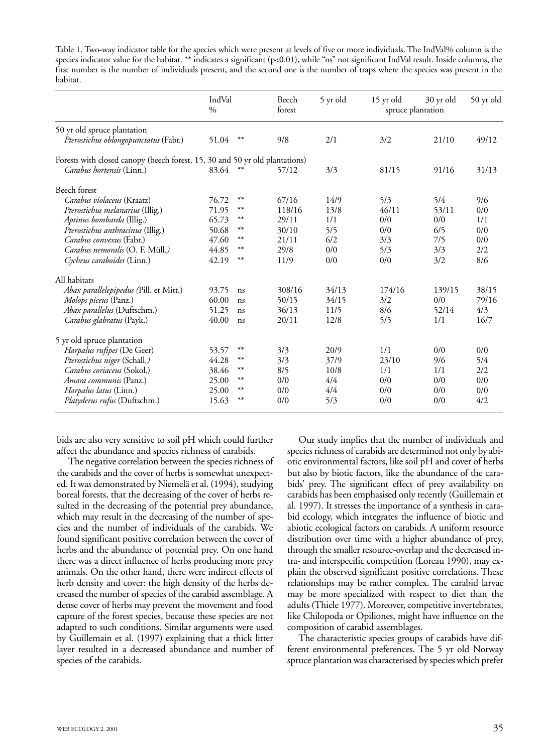Table 1. Two-way indicator table for the species which were present at levels of five or more individuals. The IndVal% column is the species indicator value for the habitat. ** indicates a significant (p<0.01), while "ns" not significant IndVal result. Inside columns, the first number is the number of individuals present, and the second one is the number of traps where the species was present in the habitat.

| | IndVal % | | Beech forest | 5 yr old | 15 yr old | 30 yr old | 50 yr old |
|---|---|---|---|---|---|---|---|
| | | | | | spruce plantation | | |
| **50 yr old spruce plantation** | | | | | | | |
| *Pterostichus oblongopunctatus* (Fabr.) | 51.04 | ** | 9/8 | 2/1 | 3/2 | 21/10 | 49/12 |
| **Forests with closed canopy (beech forest, 15, 30 and 50 yr old plantations)** | | | | | | | |
| *Carabus hortensis* (Linn.) | 83.64 | ** | 57/12 | 3/3 | 81/15 | 91/16 | 31/13 |
| **Beech forest** | | | | | | | |
| *Carabus violaceus* (Kraatz) | 76.72 | ** | 67/16 | 14/9 | 5/3 | 5/4 | 9/6 |
| *Pterostichus melanarius* (Illig.) | 71.95 | ** | 118/16 | 13/8 | 46/11 | 53/11 | 0/0 |
| *Aptinus bombarda* (Illig.) | 65.73 | ** | 29/11 | 1/1 | 0/0 | 0/0 | 1/1 |
| *Pterostichus anthracinus* (Illig.) | 50.68 | ** | 30/10 | 5/5 | 0/0 | 6/5 | 0/0 |
| *Carabus convexus* (Fabr.) | 47.60 | ** | 21/11 | 6/2 | 3/3 | 7/5 | 0/0 |
| *Carabus nemoralis* (O. F. Müll.) | 44.85 | ** | 29/8 | 0/0 | 5/3 | 3/3 | 2/2 |
| *Cychrus caraboides* (Linn.) | 42.19 | ** | 11/9 | 0/0 | 0/0 | 3/2 | 8/6 |
| **All habitats** | | | | | | | |
| *Abax parallelepipedus* (Pill. et Mitt.) | 93.75 | ns | 308/16 | 34/13 | 174/16 | 139/15 | 38/15 |
| *Molops piceus* (Panz.) | 60.00 | ns | 50/15 | 34/15 | 3/2 | 0/0 | 79/16 |
| *Abax parallelus* (Duftschm.) | 51.25 | ns | 36/13 | 11/5 | 8/6 | 52/14 | 4/3 |
| *Carabus glabratus* (Payk.) | 40.00 | ns | 20/11 | 12/8 | 5/5 | 1/1 | 16/7 |
| **5 yr old spruce plantation** | | | | | | | |
| *Harpalus rufipes* (De Geer) | 53.57 | ** | 3/3 | 20/9 | 1/1 | 0/0 | 0/0 |
| *Pterostichus niger* (Schall.) | 44.28 | ** | 3/3 | 37/9 | 23/10 | 9/6 | 5/4 |
| *Carabus coriaceus* (Sokol.) | 38.46 | ** | 8/5 | 10/8 | 1/1 | 1/1 | 2/2 |
| *Amara communis* (Panz.) | 25.00 | ** | 0/0 | 4/4 | 0/0 | 0/0 | 0/0 |
| *Harpalus latus* (Linn.) | 25.00 | ** | 0/0 | 4/4 | 0/0 | 0/0 | 0/0 |
| *Platyderus rufus* (Duftschm.) | 15.63 | ** | 0/0 | 5/3 | 0/0 | 0/0 | 4/2 |

bids are also very sensitive to soil pH which could further affect the abundance and species richness of carabids.

The negative correlation between the species richness of the carabids and the cover of herbs is somewhat unexpected. It was demonstrated by Niemelä et al. (1994), studying boreal forests, that the decreasing of the cover of herbs resulted in the decreasing of the potential prey abundance, which may result in the decreasing of the number of species and the number of individuals of the carabids. We found significant positive correlation between the cover of herbs and the abundance of potential prey. On one hand there was a direct influence of herbs producing more prey animals. On the other hand, there were indirect effects of herb density and cover: the high density of the herbs decreased the number of species of the carabid assemblage. A dense cover of herbs may prevent the movement and food capture of the forest species, because these species are not adapted to such conditions. Similar arguments were used by Guillemain et al. (1997) explaining that a thick litter layer resulted in a decreased abundance and number of species of the carabids.

Our study implies that the number of individuals and species richness of carabids are determined not only by abiotic environmental factors, like soil pH and cover of herbs but also by biotic factors, like the abundance of the carabids' prey. The significant effect of prey availability on carabids has been emphasised only recently (Guillemain et al. 1997). It stresses the importance of a synthesis in carabid ecology, which integrates the influence of biotic and abiotic ecological factors on carabids. A uniform resource distribution over time with a higher abundance of prey, through the smaller resource-overlap and the decreased intra- and interspecific competition (Loreau 1990), may explain the observed significant positive correlations. These relationships may be rather complex. The carabid larvae may be more specialized with respect to diet than the adults (Thiele 1977). Moreover, competitive invertebrates, like Chilopoda or Opiliones, might have influence on the composition of carabid assemblages.

The characteristic species groups of carabids have different environmental preferences. The 5 yr old Norway spruce plantation was characterised by species which prefer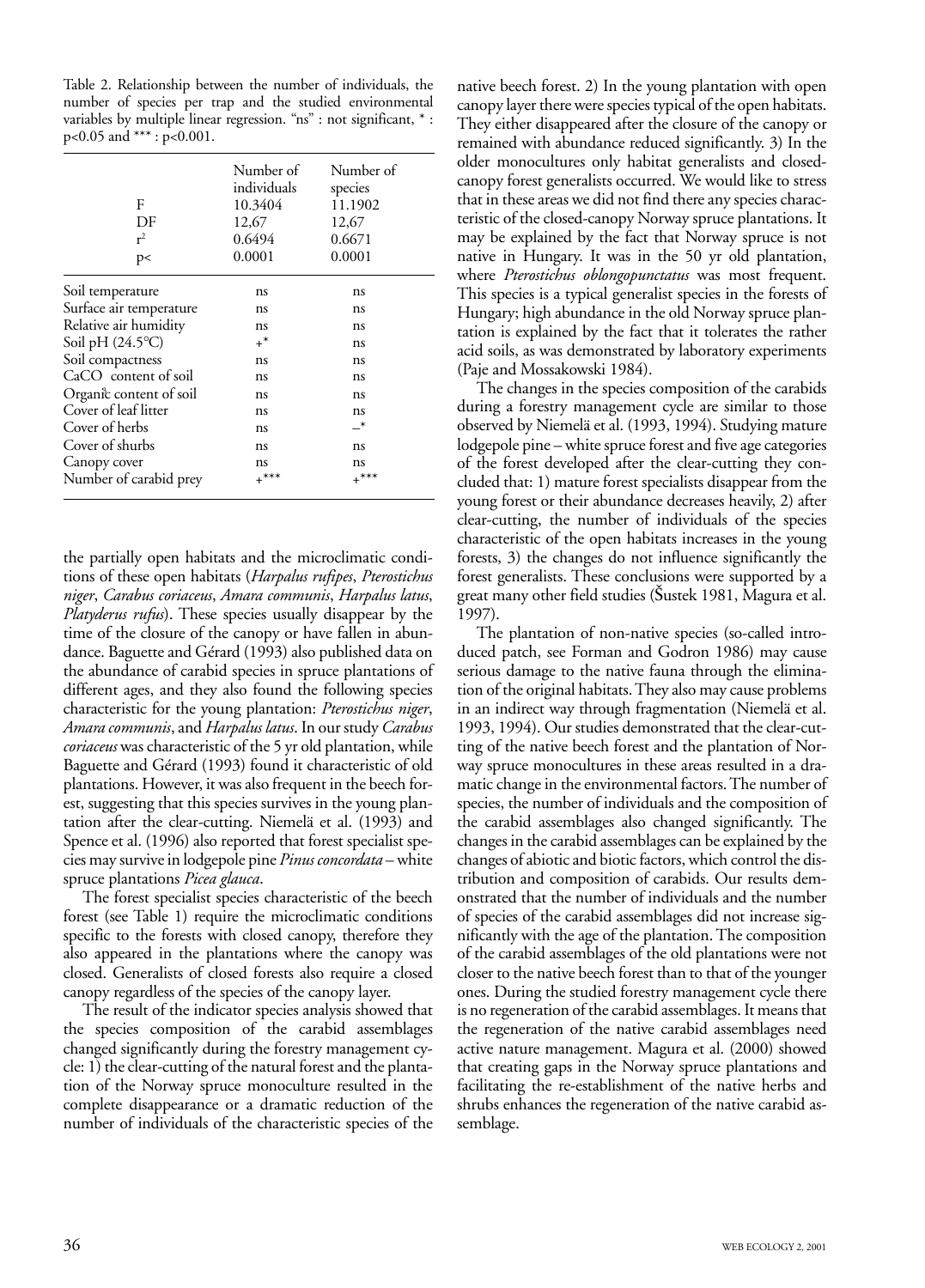Table 2. Relationship between the number of individuals, the number of species per trap and the studied environmental variables by multiple linear regression. "ns" : not significant, * : $p<0.05$ and *** : $p<0.001$.

| | Number of individuals | Number of species |
|---|---|---|
| F | 10.3404 | 11.1902 |
| DF | 12,67 | 12,67 |
| $r^2$ | 0.6494 | 0.6671 |
| p< | 0.0001 | 0.0001 |
| Soil temperature | ns | ns |
| Surface air temperature | ns | ns |
| Relative air humidity | ns | ns |
| Soil pH (24.5°C) | +* | ns |
| Soil compactness | ns | ns |
| $CaCO_3$ content of soil | ns | ns |
| Organic content of soil | ns | ns |
| Cover of leaf litter | ns | ns |
| Cover of herbs | ns | –* |
| Cover of shurbs | ns | ns |
| Canopy cover | ns | ns |
| Number of carabid prey | +*** | +*** |

the partially open habitats and the microclimatic conditions of these open habitats (*Harpalus rufipes*, *Pterostichus niger*, *Carabus coriaceus*, *Amara communis*, *Harpalus latus*, *Platyderus rufus*). These species usually disappear by the time of the closure of the canopy or have fallen in abundance. Baguette and Gérard (1993) also published data on the abundance of carabid species in spruce plantations of different ages, and they also found the following species characteristic for the young plantation: *Pterostichus niger*, *Amara communis*, and *Harpalus latus*. In our study *Carabus coriaceus* was characteristic of the 5 yr old plantation, while Baguette and Gérard (1993) found it characteristic of old plantations. However, it was also frequent in the beech forest, suggesting that this species survives in the young plantation after the clear-cutting. Niemelä et al. (1993) and Spence et al. (1996) also reported that forest specialist species may survive in lodgepole pine *Pinus concordata* – white spruce plantations *Picea glauca*.

The forest specialist species characteristic of the beech forest (see Table 1) require the microclimatic conditions specific to the forests with closed canopy, therefore they also appeared in the plantations where the canopy was closed. Generalists of closed forests also require a closed canopy regardless of the species of the canopy layer.

The result of the indicator species analysis showed that the species composition of the carabid assemblages changed significantly during the forestry management cycle: 1) the clear-cutting of the natural forest and the plantation of the Norway spruce monoculture resulted in the complete disappearance or a dramatic reduction of the number of individuals of the characteristic species of the native beech forest. 2) In the young plantation with open canopy layer there were species typical of the open habitats. They either disappeared after the closure of the canopy or remained with abundance reduced significantly. 3) In the older monocultures only habitat generalists and closed-canopy forest generalists occurred. We would like to stress that in these areas we did not find there any species characteristic of the closed-canopy Norway spruce plantations. It may be explained by the fact that Norway spruce is not native in Hungary. It was in the 50 yr old plantation, where *Pterostichus oblongopunctatus* was most frequent. This species is a typical generalist species in the forests of Hungary; high abundance in the old Norway spruce plantation is explained by the fact that it tolerates the rather acid soils, as was demonstrated by laboratory experiments (Paje and Mossakowski 1984).

The changes in the species composition of the carabids during a forestry management cycle are similar to those observed by Niemelä et al. (1993, 1994). Studying mature lodgepole pine – white spruce forest and five age categories of the forest developed after the clear-cutting they concluded that: 1) mature forest specialists disappear from the young forest or their abundance decreases heavily, 2) after clear-cutting, the number of individuals of the species characteristic of the open habitats increases in the young forests, 3) the changes do not influence significantly the forest generalists. These conclusions were supported by a great many other field studies (Šustek 1981, Magura et al. 1997).

The plantation of non-native species (so-called introduced patch, see Forman and Godron 1986) may cause serious damage to the native fauna through the elimination of the original habitats. They also may cause problems in an indirect way through fragmentation (Niemelä et al. 1993, 1994). Our studies demonstrated that the clear-cutting of the native beech forest and the plantation of Norway spruce monocultures in these areas resulted in a dramatic change in the environmental factors. The number of species, the number of individuals and the composition of the carabid assemblages also changed significantly. The changes in the carabid assemblages can be explained by the changes of abiotic and biotic factors, which control the distribution and composition of carabids. Our results demonstrated that the number of individuals and the number of species of the carabid assemblages did not increase significantly with the age of the plantation. The composition of the carabid assemblages of the old plantations were not closer to the native beech forest than to that of the younger ones. During the studied forestry management cycle there is no regeneration of the carabid assemblages. It means that the regeneration of the native carabid assemblages need active nature management. Magura et al. (2000) showed that creating gaps in the Norway spruce plantations and facilitating the re-establishment of the native herbs and shrubs enhances the regeneration of the native carabid assemblage.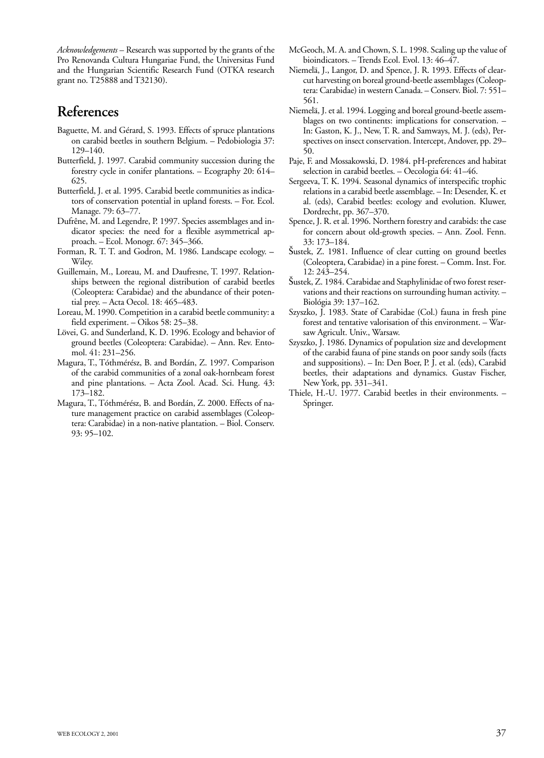*Acknowledgements* – Research was supported by the grants of the Pro Renovanda Cultura Hungariae Fund, the Universitas Fund and the Hungarian Scientific Research Fund (OTKA research grant no. T25888 and T32130).

## References

Baguette, M. and Gérard, S. 1993. Effects of spruce plantations on carabid beetles in southern Belgium. – Pedobiologia 37: 129–140.

Butterfield, J. 1997. Carabid community succession during the forestry cycle in conifer plantations. – Ecography 20: 614–625.

Butterfield, J. et al. 1995. Carabid beetle communities as indicators of conservation potential in upland forests. – For. Ecol. Manage. 79: 63–77.

Dufrêne, M. and Legendre, P. 1997. Species assemblages and indicator species: the need for a flexible asymmetrical approach. – Ecol. Monogr. 67: 345–366.

Forman, R. T. T. and Godron, M. 1986. Landscape ecology. – Wiley.

Guillemain, M., Loreau, M. and Daufresne, T. 1997. Relationships between the regional distribution of carabid beetles (Coleoptera: Carabidae) and the abundance of their potential prey. – Acta Oecol. 18: 465–483.

Loreau, M. 1990. Competition in a carabid beetle community: a field experiment. – Oikos 58: 25–38.

Lövei, G. and Sunderland, K. D. 1996. Ecology and behavior of ground beetles (Coleoptera: Carabidae). – Ann. Rev. Entomol. 41: 231–256.

Magura, T., Tóthmérész, B. and Bordán, Z. 1997. Comparison of the carabid communities of a zonal oak-hornbeam forest and pine plantations. – Acta Zool. Acad. Sci. Hung. 43: 173–182.

Magura, T., Tóthmérész, B. and Bordán, Z. 2000. Effects of nature management practice on carabid assemblages (Coleoptera: Carabidae) in a non-native plantation. – Biol. Conserv. 93: 95–102.

McGeoch, M. A. and Chown, S. L. 1998. Scaling up the value of bioindicators. – Trends Ecol. Evol. 13: 46–47.

Niemelä, J., Langor, D. and Spence, J. R. 1993. Effects of clear-cut harvesting on boreal ground-beetle assemblages (Coleoptera: Carabidae) in western Canada. – Conserv. Biol. 7: 551–561.

Niemelä, J. et al. 1994. Logging and boreal ground-beetle assemblages on two continents: implications for conservation. – In: Gaston, K. J., New, T. R. and Samways, M. J. (eds), Perspectives on insect conservation. Intercept, Andover, pp. 29–50.

Paje, F. and Mossakowski, D. 1984. pH-preferences and habitat selection in carabid beetles. – Oecologia 64: 41–46.

Sergeeva, T. K. 1994. Seasonal dynamics of interspecific trophic relations in a carabid beetle assemblage. – In: Desender, K. et al. (eds), Carabid beetles: ecology and evolution. Kluwer, Dordrecht, pp. 367–370.

Spence, J. R. et al. 1996. Northern forestry and carabids: the case for concern about old-growth species. – Ann. Zool. Fenn. 33: 173–184.

Šustek, Z. 1981. Influence of clear cutting on ground beetles (Coleoptera, Carabidae) in a pine forest. – Comm. Inst. For. 12: 243–254.

Šustek, Z. 1984. Carabidae and Staphylinidae of two forest reservations and their reactions on surrounding human activity. – Biológia 39: 137–162.

Szyszko, J. 1983. State of Carabidae (Col.) fauna in fresh pine forest and tentative valorisation of this environment. – Warsaw Agricult. Univ., Warsaw.

Szyszko, J. 1986. Dynamics of population size and development of the carabid fauna of pine stands on poor sandy soils (facts and suppositions). – In: Den Boer, P. J. et al. (eds), Carabid beetles, their adaptations and dynamics. Gustav Fischer, New York, pp. 331–341.

Thiele, H.-U. 1977. Carabid beetles in their environments. – Springer.